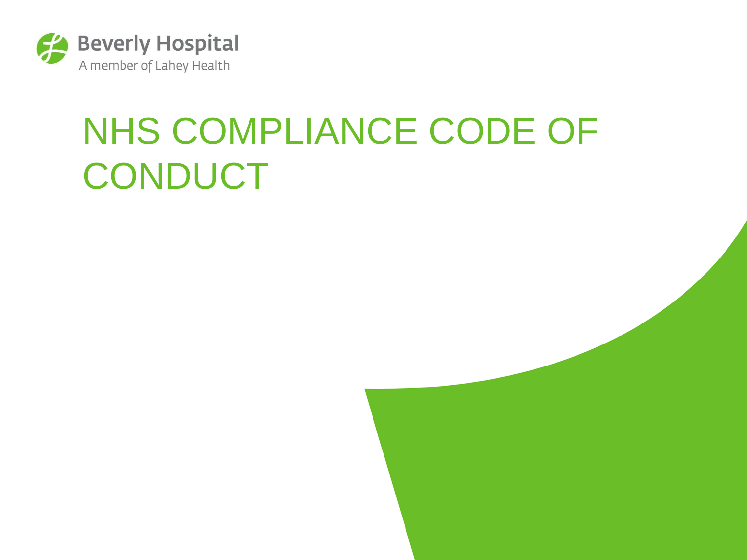Beverly Hospital

A member of Lahey Health

# NHS COMPLIANCE CODE OF CONDUCT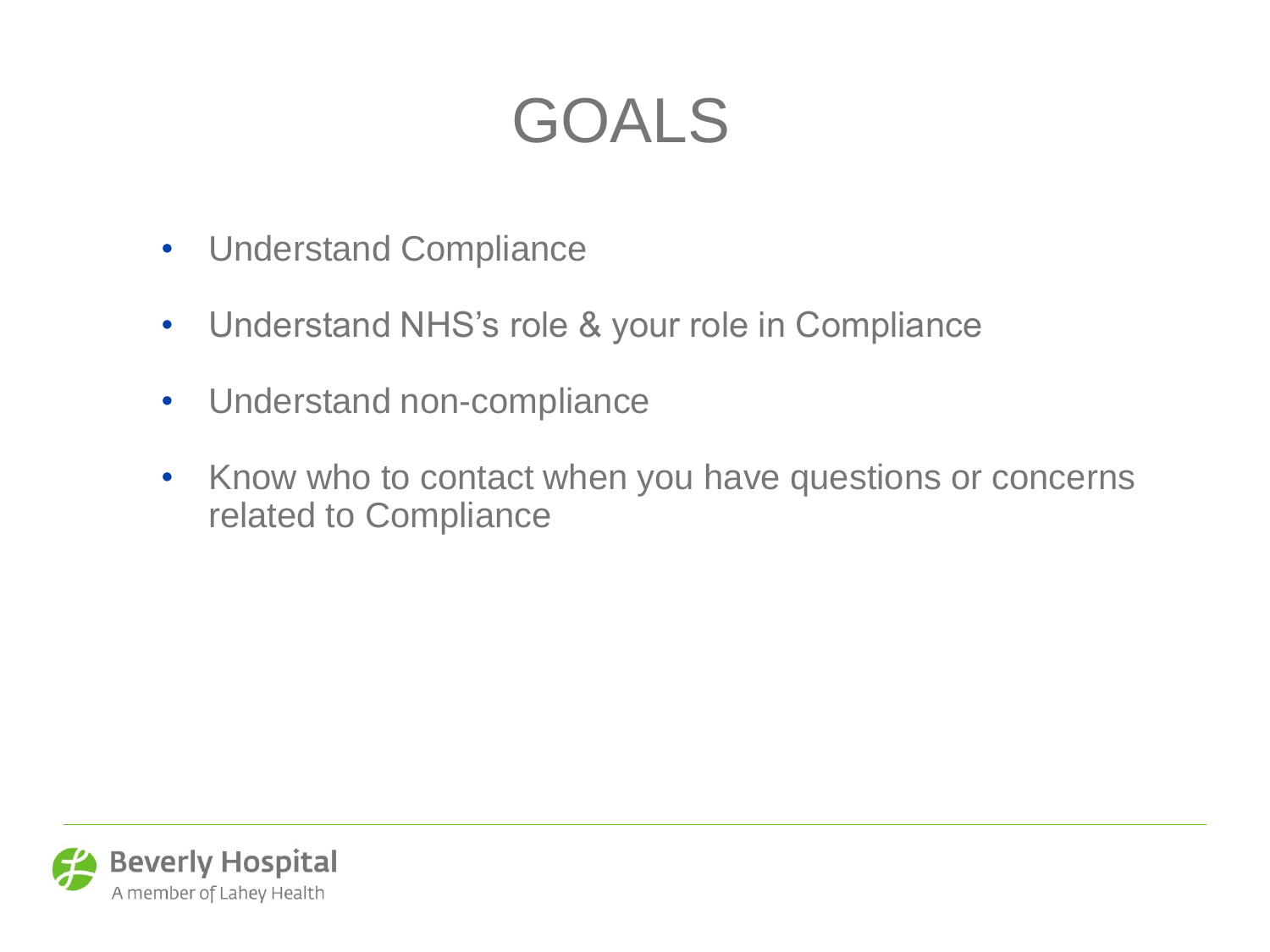# GOALS

- Understand Compliance
- Understand NHS's role & your role in Compliance
- Understand non-compliance
- Know who to contact when you have questions or concerns related to Compliance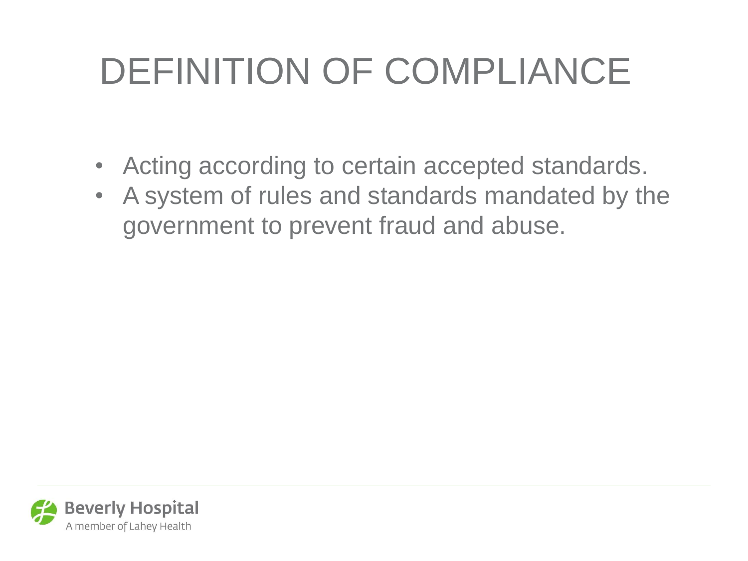# DEFINITION OF COMPLIANCE

- Acting according to certain accepted standards.
- A system of rules and standards mandated by the government to prevent fraud and abuse.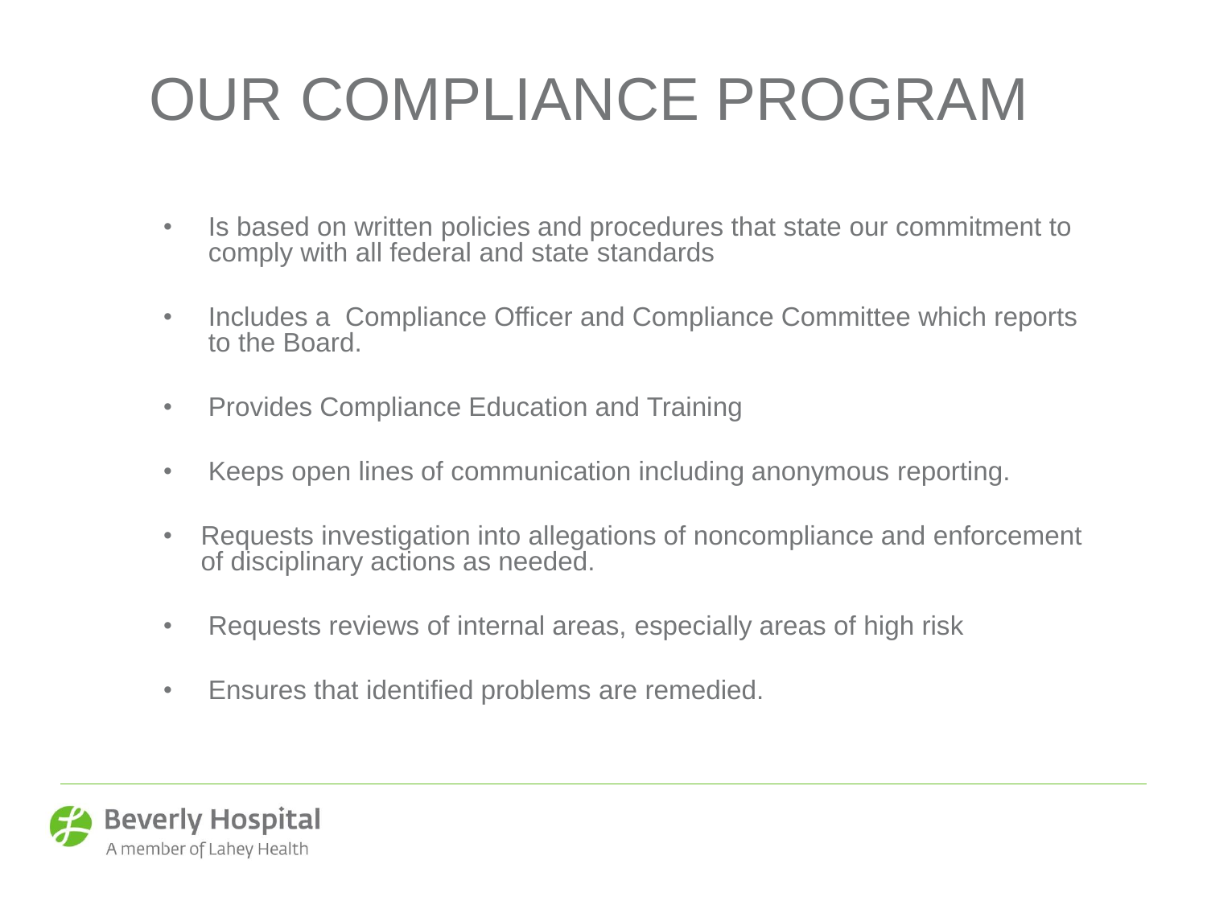# OUR COMPLIANCE PROGRAM

- Is based on written policies and procedures that state our commitment to comply with all federal and state standards
- Includes a Compliance Officer and Compliance Committee which reports to the Board.
- Provides Compliance Education and Training
- Keeps open lines of communication including anonymous reporting.
- Requests investigation into allegations of noncompliance and enforcement of disciplinary actions as needed.
- Requests reviews of internal areas, especially areas of high risk
- Ensures that identified problems are remedied.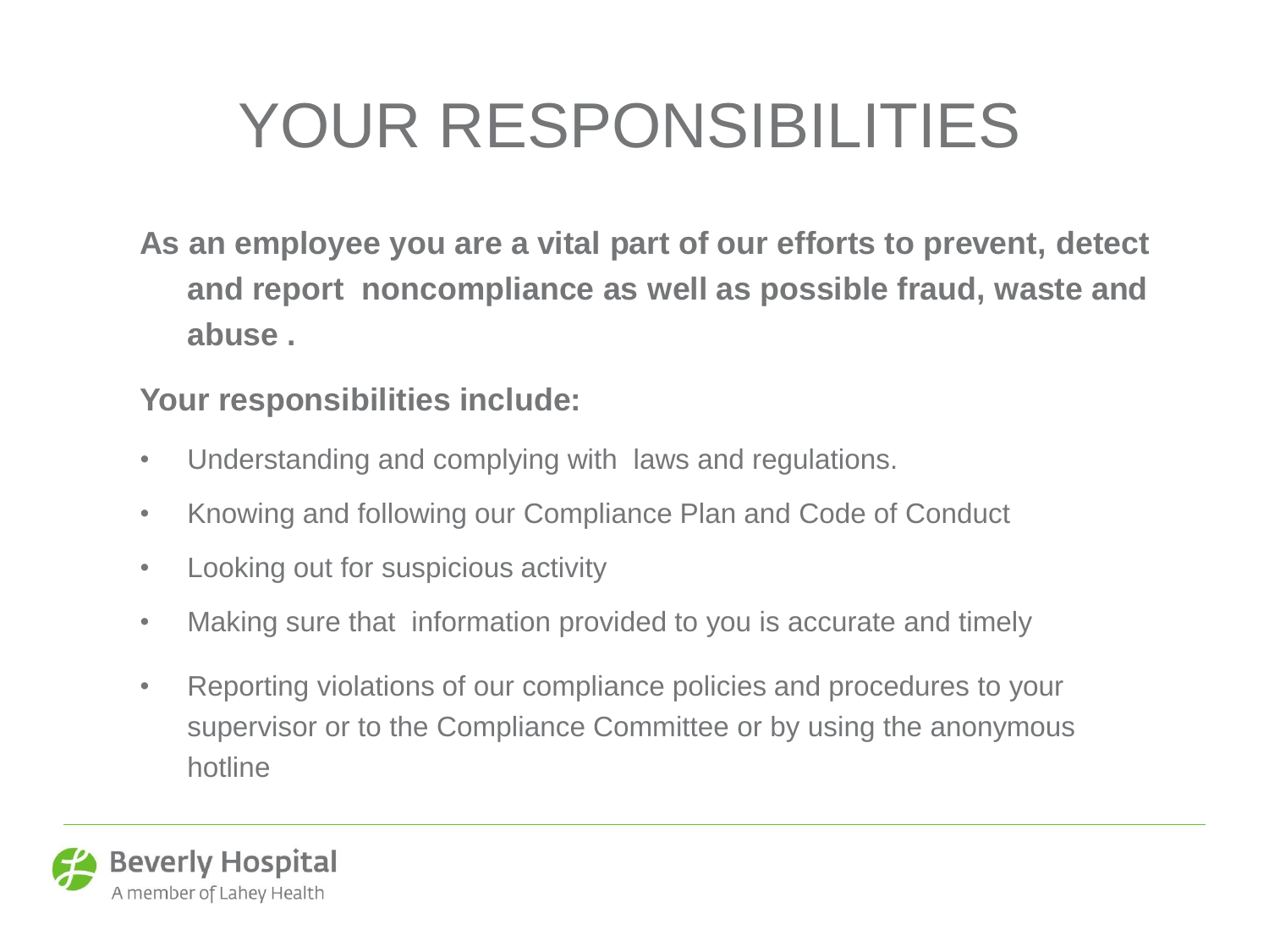# YOUR RESPONSIBILITIES

**As an employee you are a vital part of our efforts to prevent, detect and report noncompliance as well as possible fraud, waste and abuse .**

**Your responsibilities include:**

- Understanding and complying with laws and regulations.
- Knowing and following our Compliance Plan and Code of Conduct
- Looking out for suspicious activity
- Making sure that information provided to you is accurate and timely
- Reporting violations of our compliance policies and procedures to your supervisor or to the Compliance Committee or by using the anonymous hotline

Beverly Hospital
A member of Lahey Health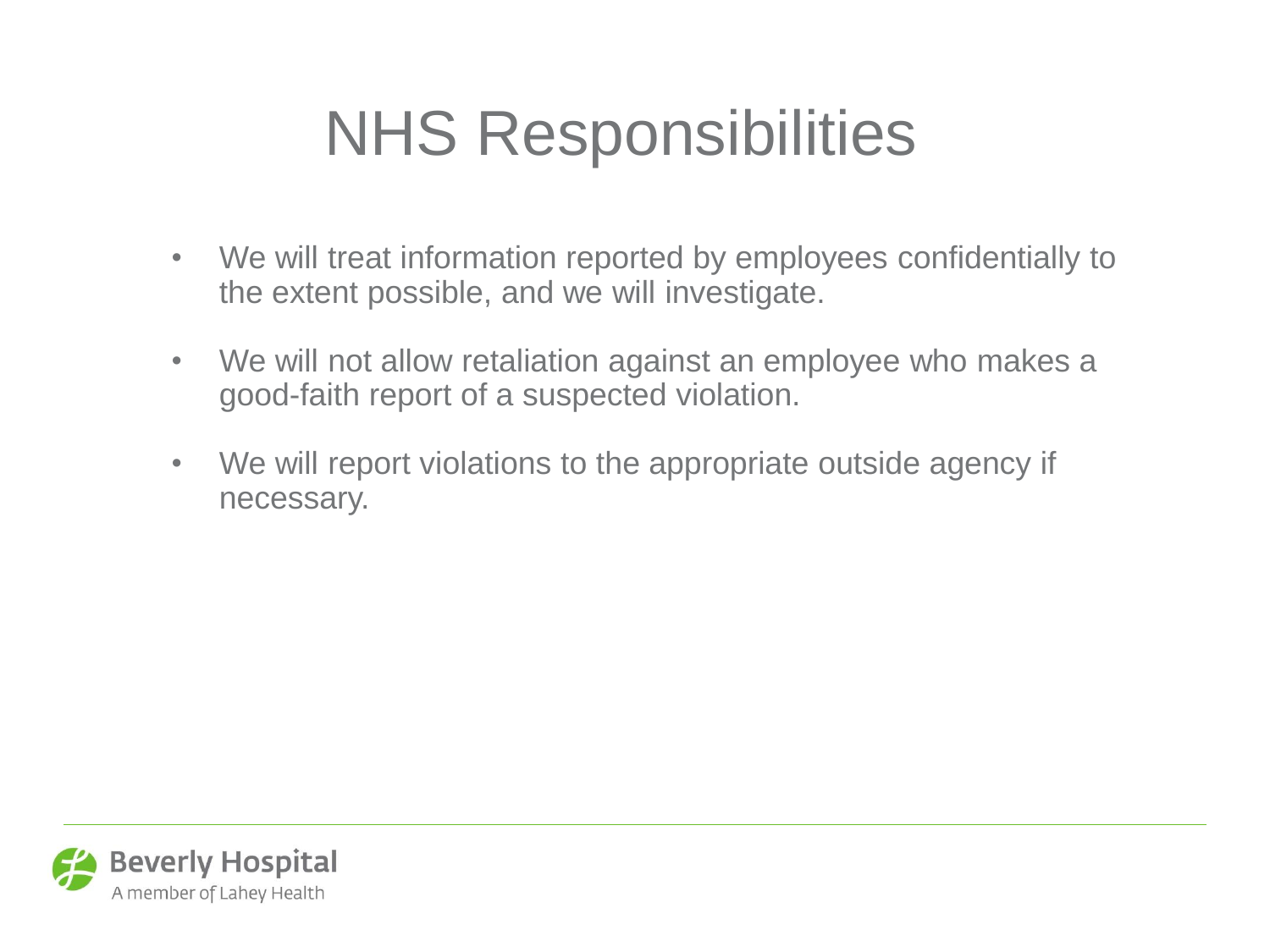# NHS Responsibilities

- We will treat information reported by employees confidentially to the extent possible, and we will investigate.
- We will not allow retaliation against an employee who makes a good-faith report of a suspected violation.
- We will report violations to the appropriate outside agency if necessary.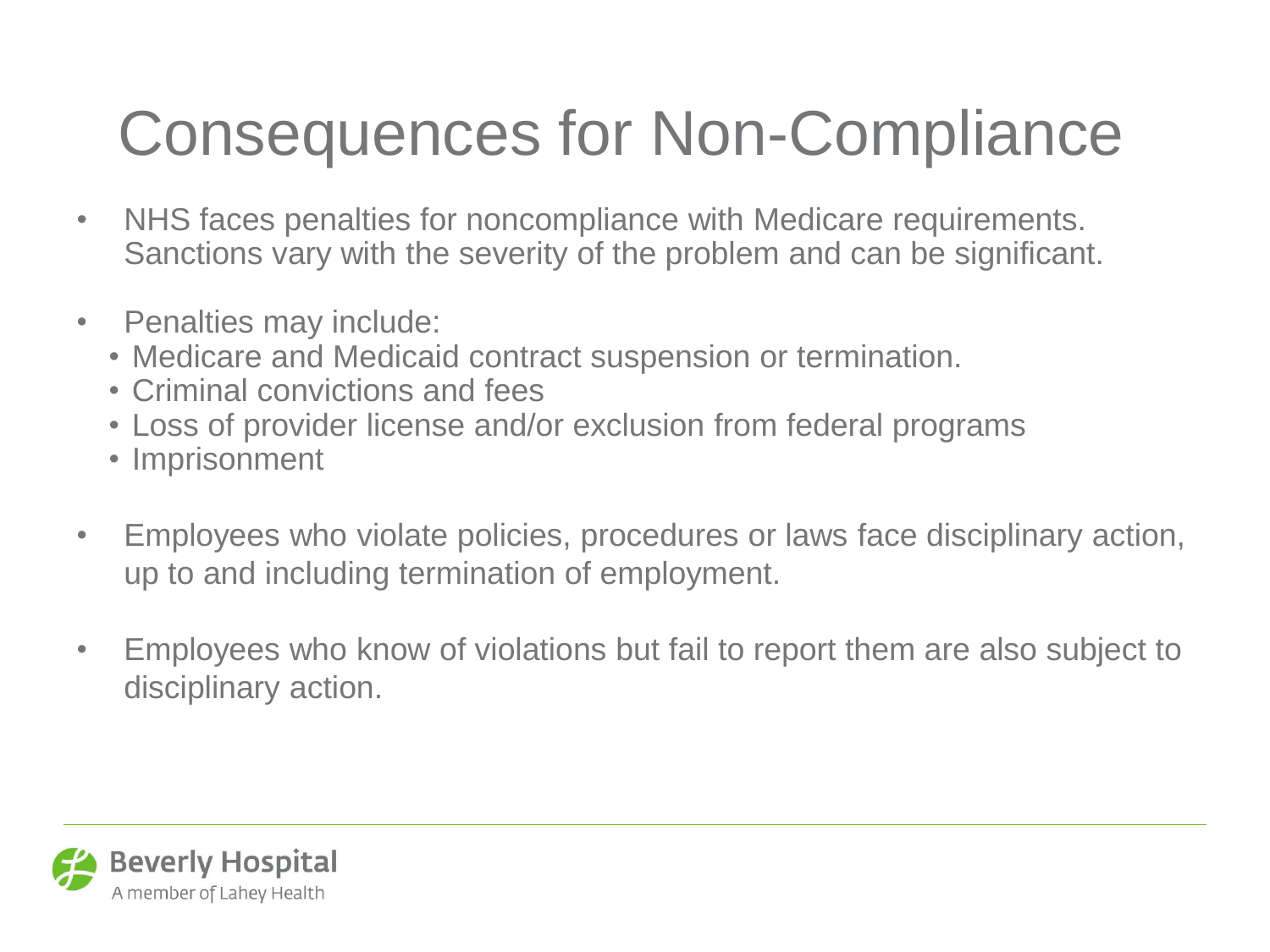# Consequences for Non-Compliance

- NHS faces penalties for noncompliance with Medicare requirements. Sanctions vary with the severity of the problem and can be significant.

- Penalties may include:
  - Medicare and Medicaid contract suspension or termination.
  - Criminal convictions and fees
  - Loss of provider license and/or exclusion from federal programs
  - Imprisonment

- Employees who violate policies, procedures or laws face disciplinary action, up to and including termination of employment.

- Employees who know of violations but fail to report them are also subject to disciplinary action.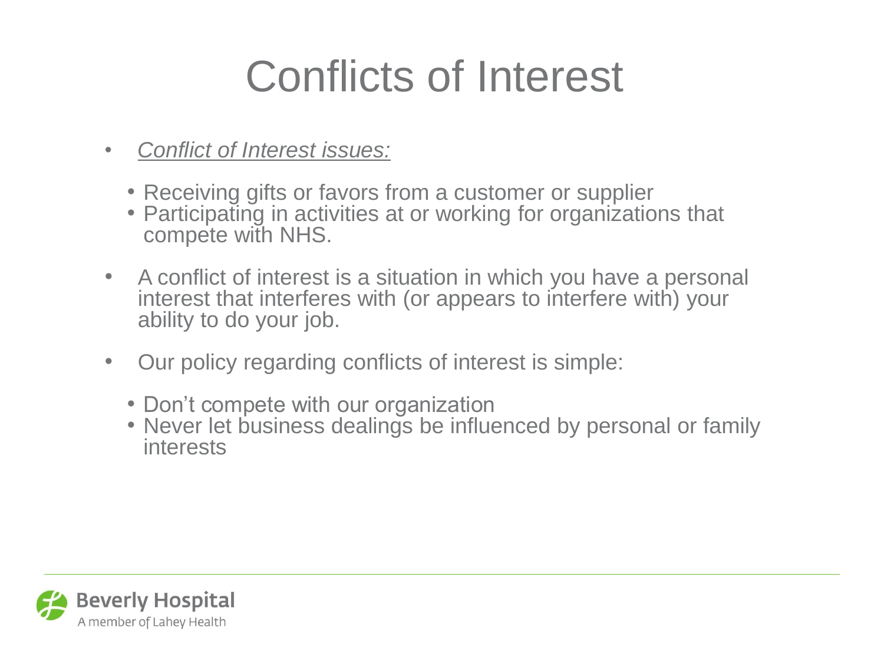# Conflicts of Interest

- *Conflict of Interest issues:*
  - Receiving gifts or favors from a customer or supplier
  - Participating in activities at or working for organizations that compete with NHS.
- A conflict of interest is a situation in which you have a personal interest that interferes with (or appears to interfere with) your ability to do your job.
- Our policy regarding conflicts of interest is simple:
  - Don't compete with our organization
  - Never let business dealings be influenced by personal or family interests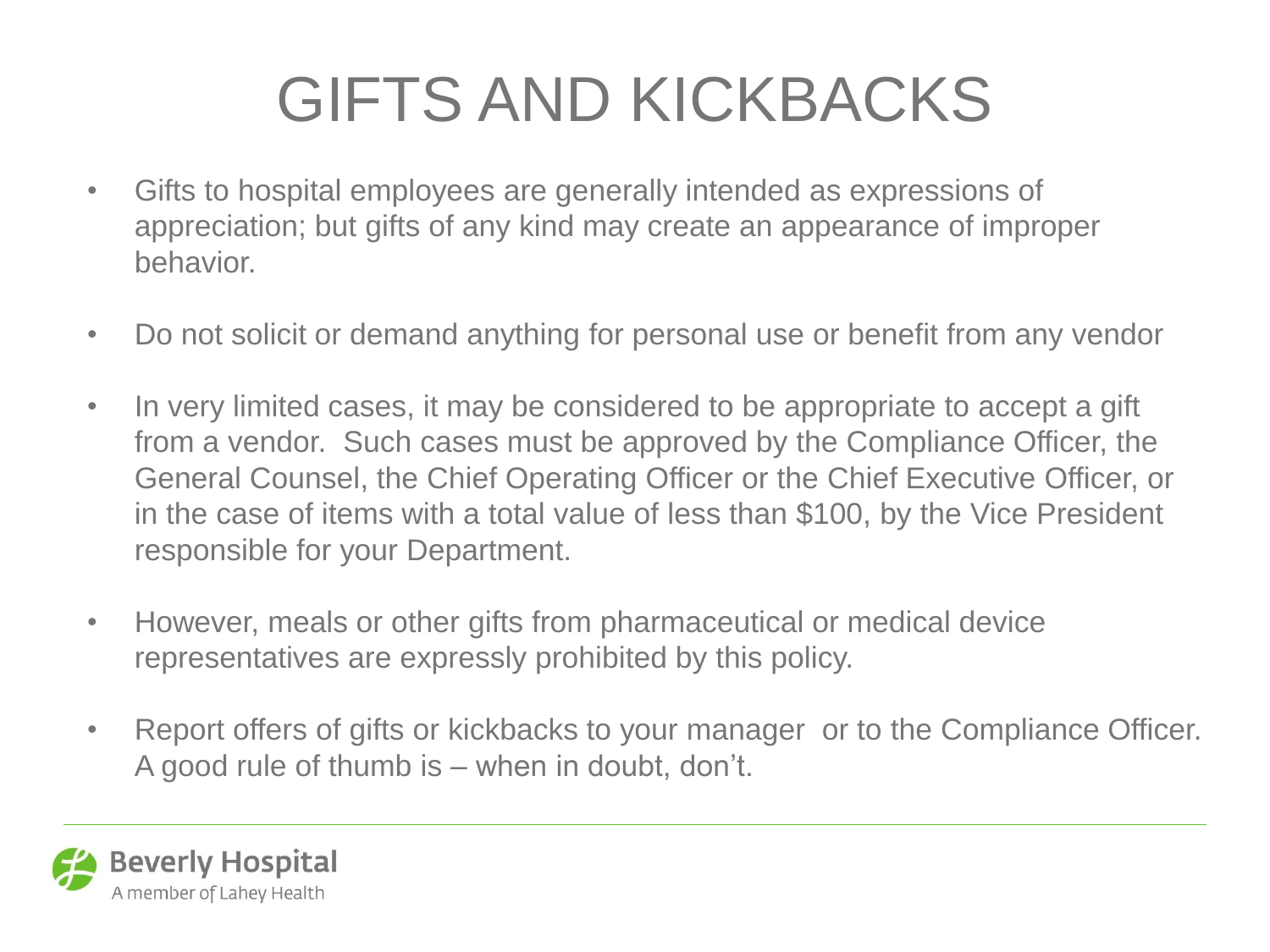# GIFTS AND KICKBACKS

- Gifts to hospital employees are generally intended as expressions of appreciation; but gifts of any kind may create an appearance of improper behavior.
- Do not solicit or demand anything for personal use or benefit from any vendor
- In very limited cases, it may be considered to be appropriate to accept a gift from a vendor. Such cases must be approved by the Compliance Officer, the General Counsel, the Chief Operating Officer or the Chief Executive Officer, or in the case of items with a total value of less than $100, by the Vice President responsible for your Department.
- However, meals or other gifts from pharmaceutical or medical device representatives are expressly prohibited by this policy.
- Report offers of gifts or kickbacks to your manager or to the Compliance Officer. A good rule of thumb is – when in doubt, don't.

Beverly Hospital
A member of Lahey Health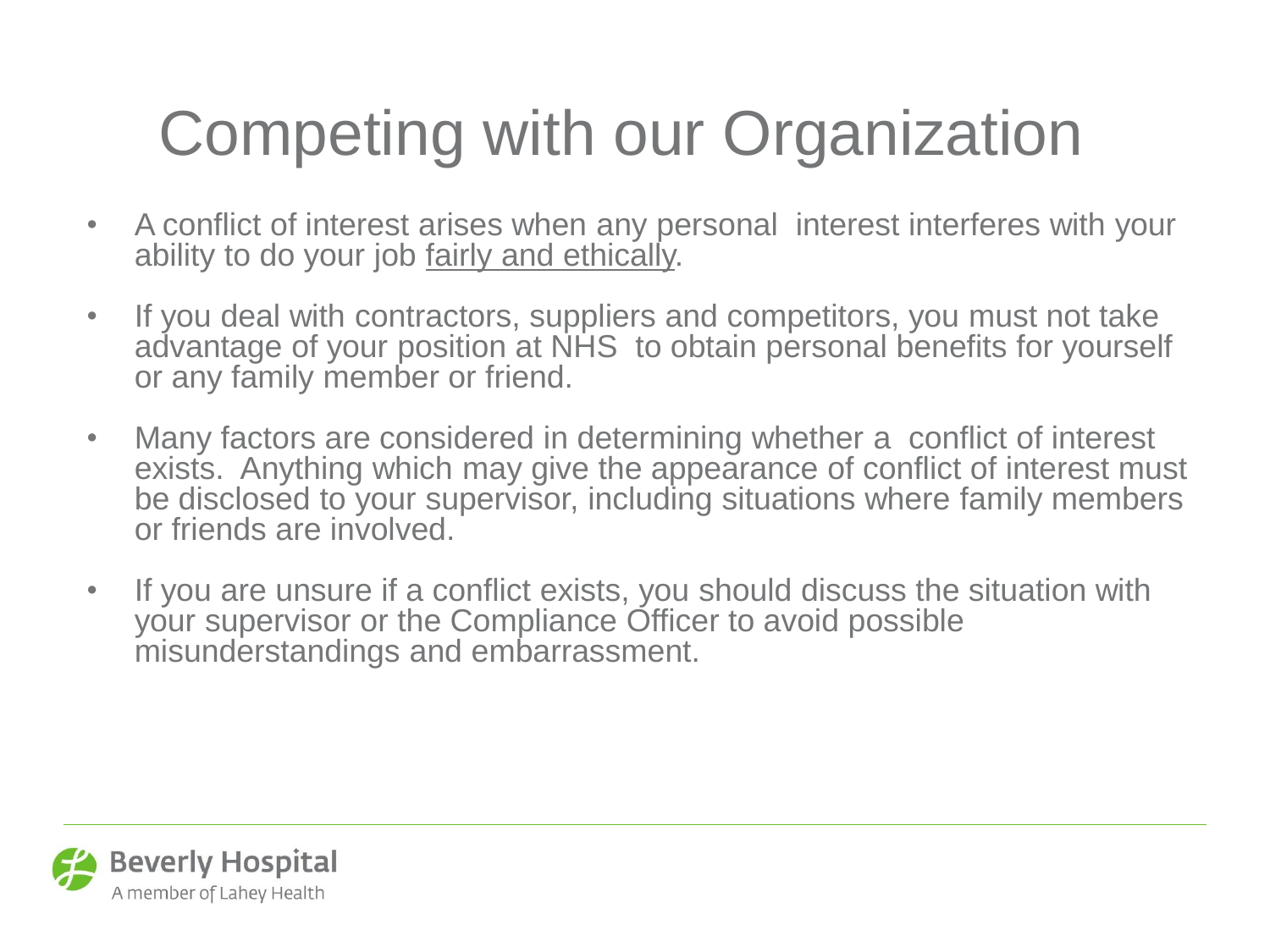# Competing with our Organization

- A conflict of interest arises when any personal interest interferes with your ability to do your job <u>fairly and ethically</u>.
- If you deal with contractors, suppliers and competitors, you must not take advantage of your position at NHS to obtain personal benefits for yourself or any family member or friend.
- Many factors are considered in determining whether a conflict of interest exists. Anything which may give the appearance of conflict of interest must be disclosed to your supervisor, including situations where family members or friends are involved.
- If you are unsure if a conflict exists, you should discuss the situation with your supervisor or the Compliance Officer to avoid possible misunderstandings and embarrassment.

Beverly Hospital
A member of Lahey Health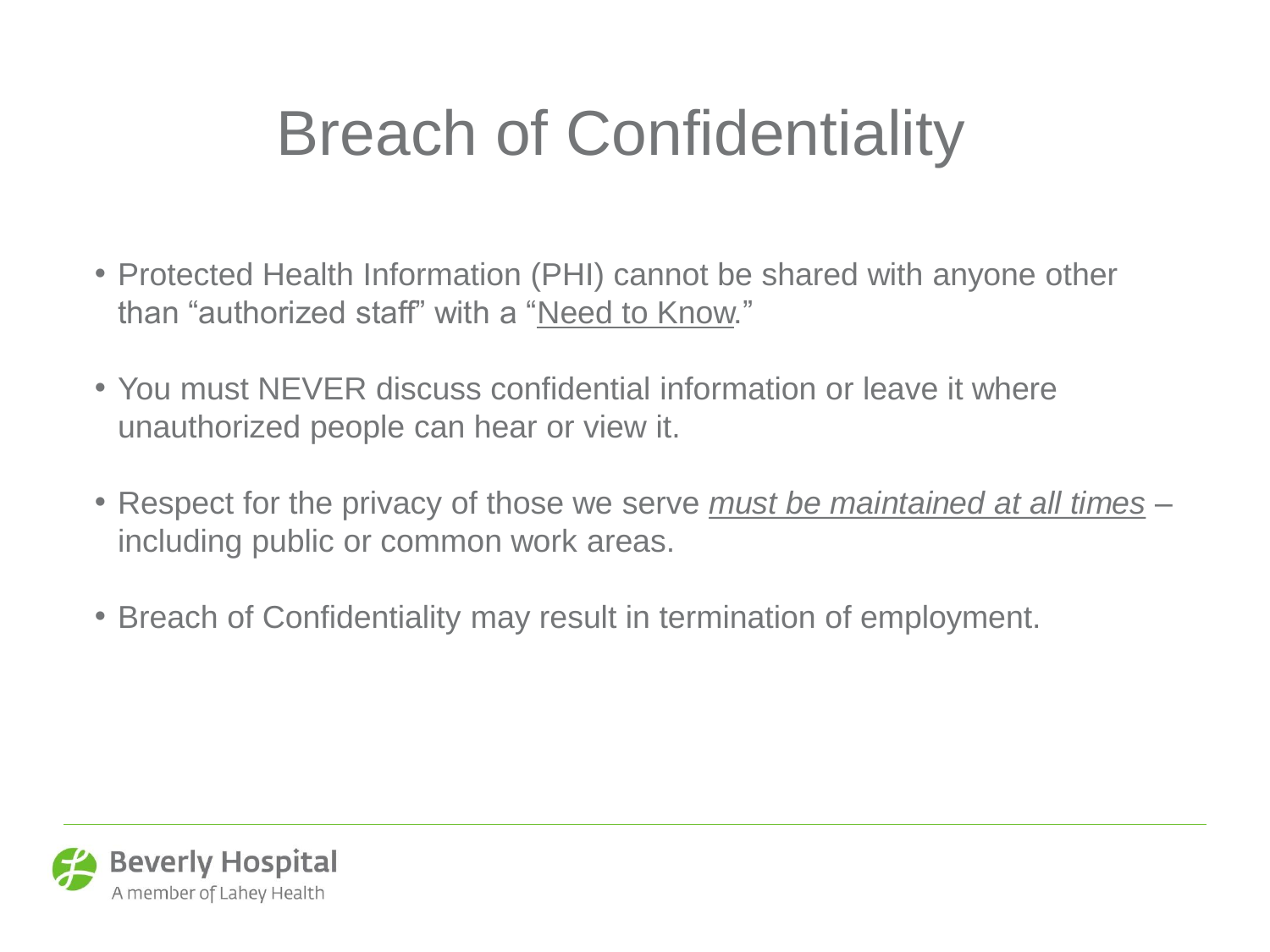# Breach of Confidentiality

- Protected Health Information (PHI) cannot be shared with anyone other than "authorized staff" with a "<u>Need to Know</u>."
- You must NEVER discuss confidential information or leave it where unauthorized people can hear or view it.
- Respect for the privacy of those we serve <u>*must be maintained at all times*</u> – including public or common work areas.
- Breach of Confidentiality may result in termination of employment.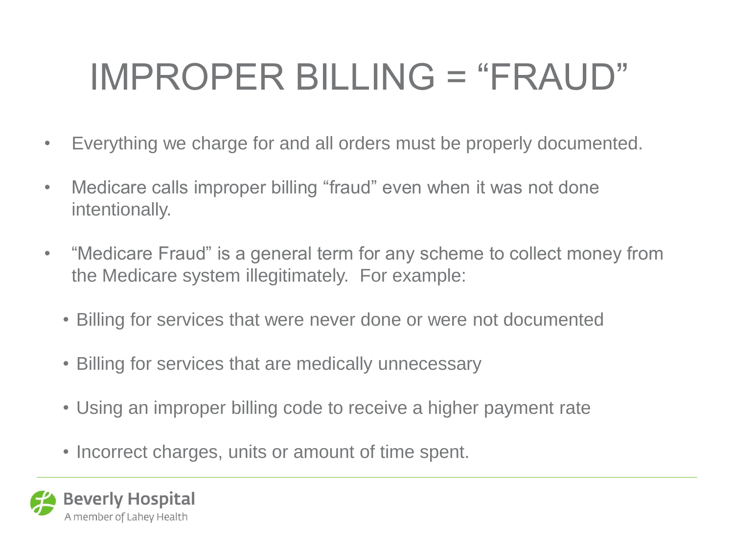# IMPROPER BILLING = "FRAUD"

- Everything we charge for and all orders must be properly documented.
- Medicare calls improper billing "fraud" even when it was not done intentionally.
- "Medicare Fraud" is a general term for any scheme to collect money from the Medicare system illegitimately. For example:
  - Billing for services that were never done or were not documented
  - Billing for services that are medically unnecessary
  - Using an improper billing code to receive a higher payment rate
  - Incorrect charges, units or amount of time spent.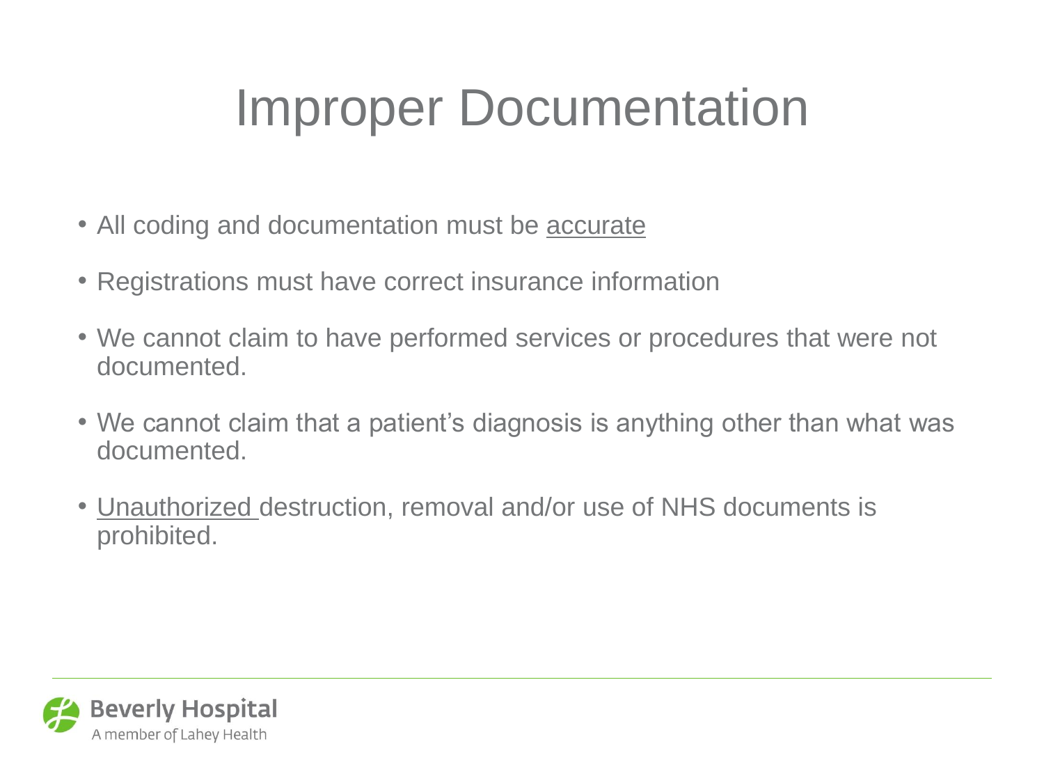# Improper Documentation

- All coding and documentation must be <u>accurate</u>
- Registrations must have correct insurance information
- We cannot claim to have performed services or procedures that were not documented.
- We cannot claim that a patient's diagnosis is anything other than what was documented.
- <u>Unauthorized</u> destruction, removal and/or use of NHS documents is prohibited.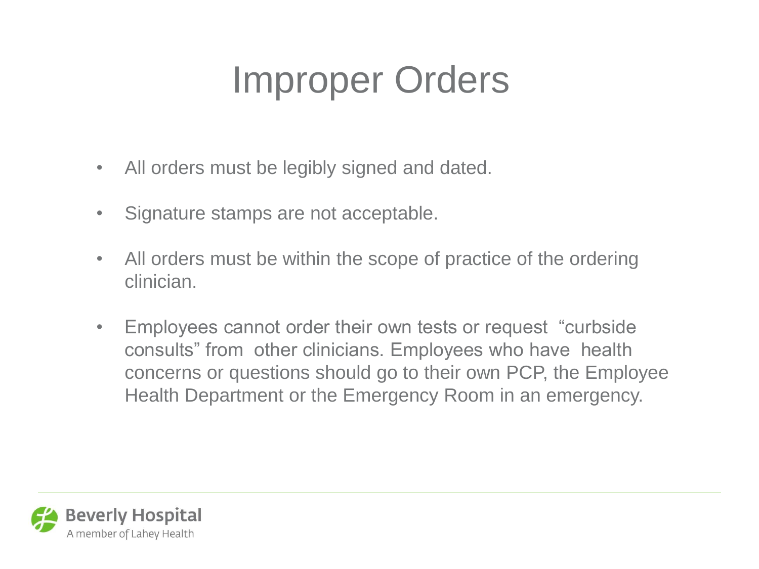# Improper Orders

- All orders must be legibly signed and dated.
- Signature stamps are not acceptable.
- All orders must be within the scope of practice of the ordering clinician.
- Employees cannot order their own tests or request "curbside consults" from other clinicians. Employees who have health concerns or questions should go to their own PCP, the Employee Health Department or the Emergency Room in an emergency.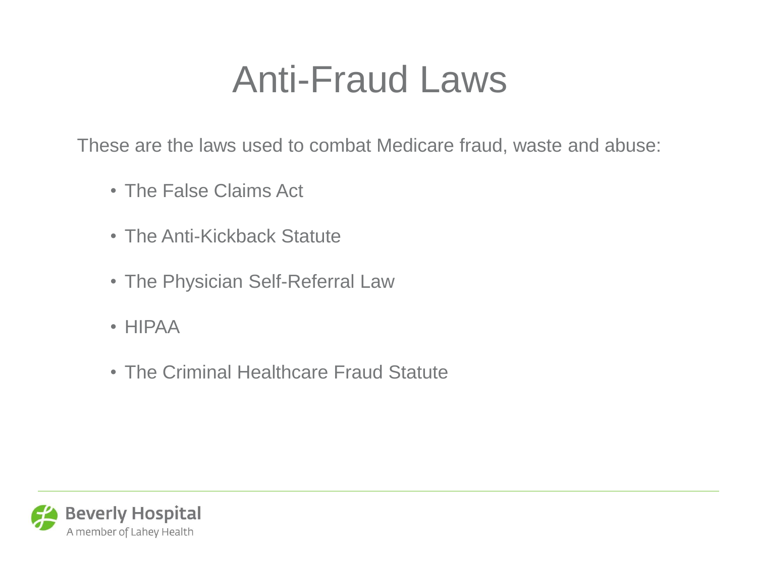# Anti-Fraud Laws

These are the laws used to combat Medicare fraud, waste and abuse:

- The False Claims Act
- The Anti-Kickback Statute
- The Physician Self-Referral Law
- HIPAA
- The Criminal Healthcare Fraud Statute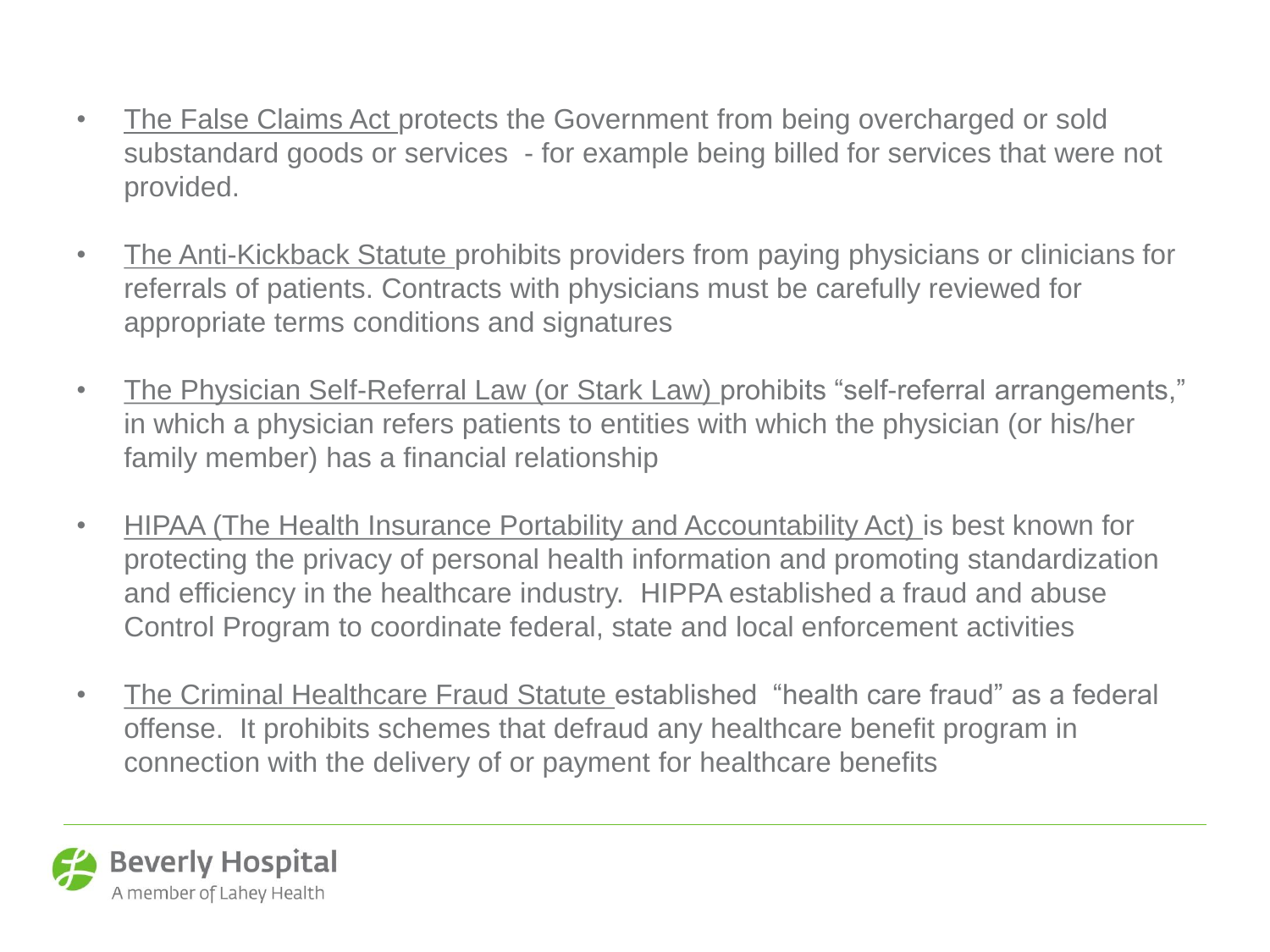- The False Claims Act protects the Government from being overcharged or sold substandard goods or services - for example being billed for services that were not provided.
- The Anti-Kickback Statute prohibits providers from paying physicians or clinicians for referrals of patients. Contracts with physicians must be carefully reviewed for appropriate terms conditions and signatures
- The Physician Self-Referral Law (or Stark Law) prohibits "self-referral arrangements," in which a physician refers patients to entities with which the physician (or his/her family member) has a financial relationship
- HIPAA (The Health Insurance Portability and Accountability Act) is best known for protecting the privacy of personal health information and promoting standardization and efficiency in the healthcare industry. HIPPA established a fraud and abuse Control Program to coordinate federal, state and local enforcement activities
- The Criminal Healthcare Fraud Statute established "health care fraud" as a federal offense. It prohibits schemes that defraud any healthcare benefit program in connection with the delivery of or payment for healthcare benefits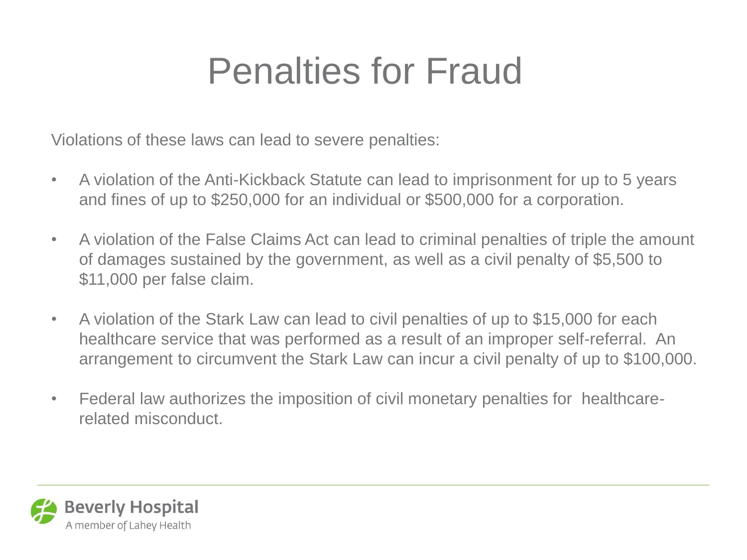# Penalties for Fraud

Violations of these laws can lead to severe penalties:

- A violation of the Anti-Kickback Statute can lead to imprisonment for up to 5 years and fines of up to $250,000 for an individual or $500,000 for a corporation.
- A violation of the False Claims Act can lead to criminal penalties of triple the amount of damages sustained by the government, as well as a civil penalty of $5,500 to $11,000 per false claim.
- A violation of the Stark Law can lead to civil penalties of up to $15,000 for each healthcare service that was performed as a result of an improper self-referral. An arrangement to circumvent the Stark Law can incur a civil penalty of up to $100,000.
- Federal law authorizes the imposition of civil monetary penalties for healthcare-related misconduct.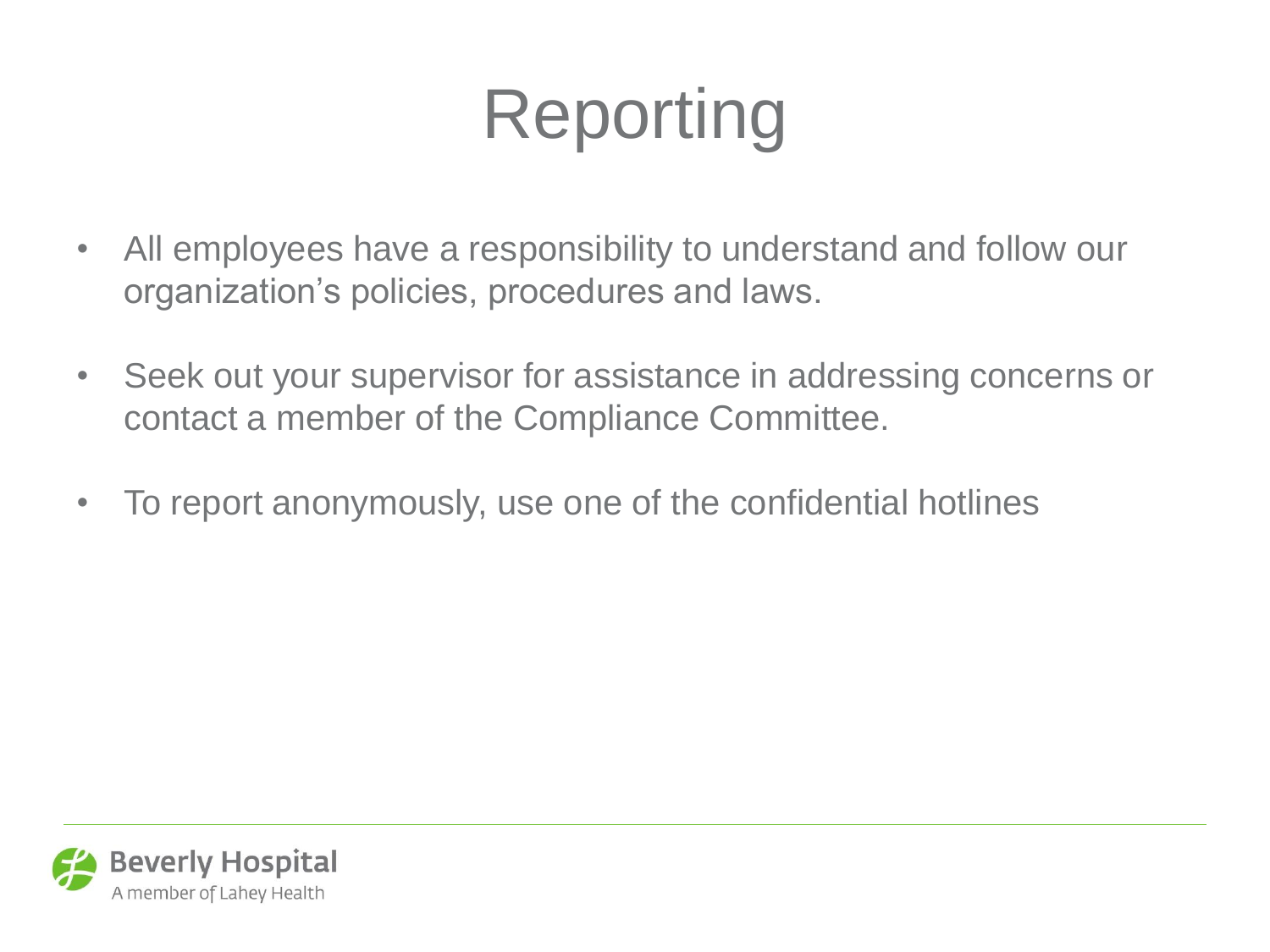# Reporting

- All employees have a responsibility to understand and follow our organization's policies, procedures and laws.
- Seek out your supervisor for assistance in addressing concerns or contact a member of the Compliance Committee.
- To report anonymously, use one of the confidential hotlines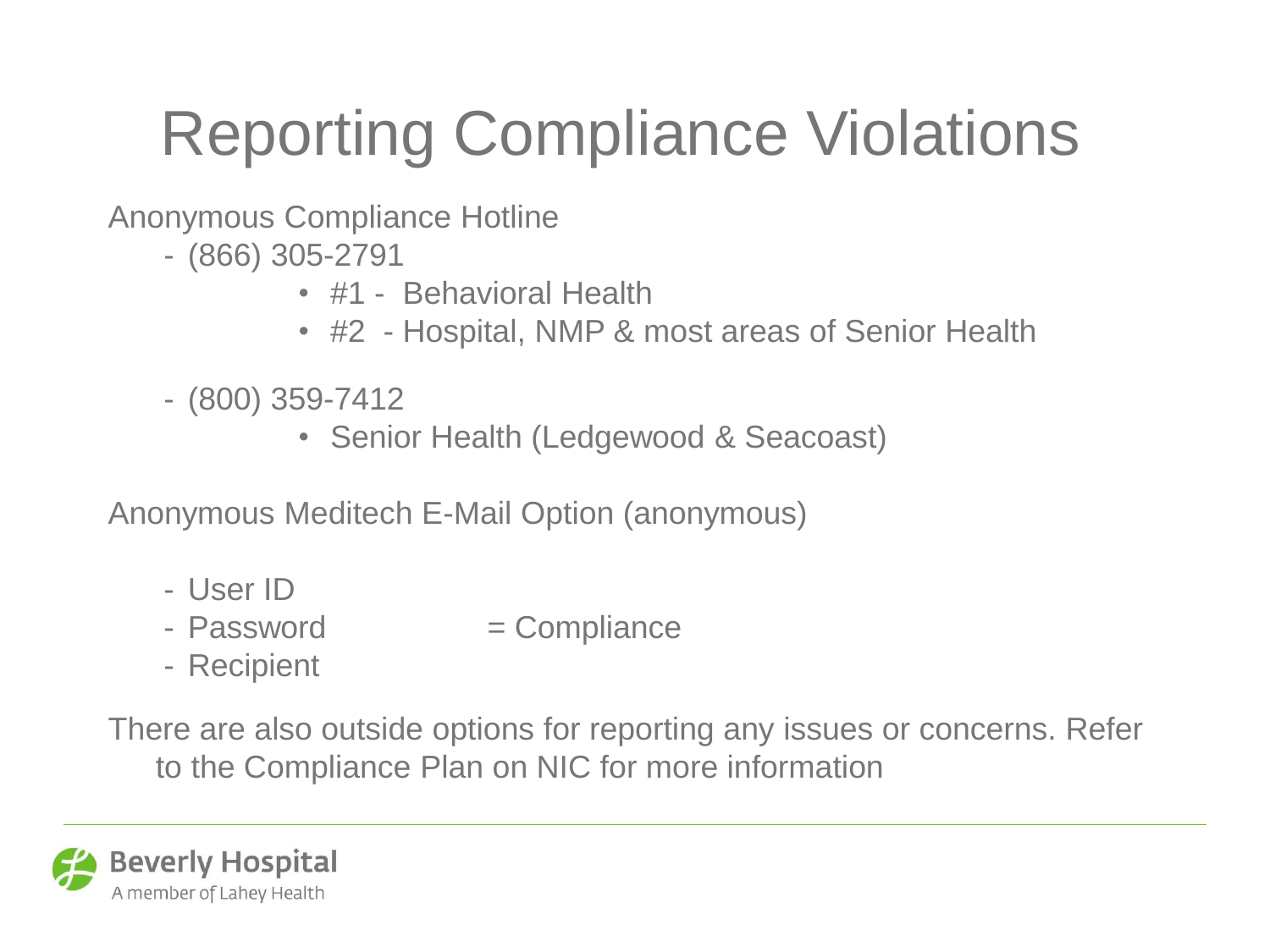# Reporting Compliance Violations

Anonymous Compliance Hotline

- (866) 305-2791
  - #1 - Behavioral Health
  - #2 - Hospital, NMP & most areas of Senior Health
- (800) 359-7412
  - Senior Health (Ledgewood & Seacoast)

Anonymous Meditech E-Mail Option (anonymous)

- User ID
- Password = Compliance
- Recipient

There are also outside options for reporting any issues or concerns. Refer to the Compliance Plan on NIC for more information

Beverly Hospital
A member of Lahey Health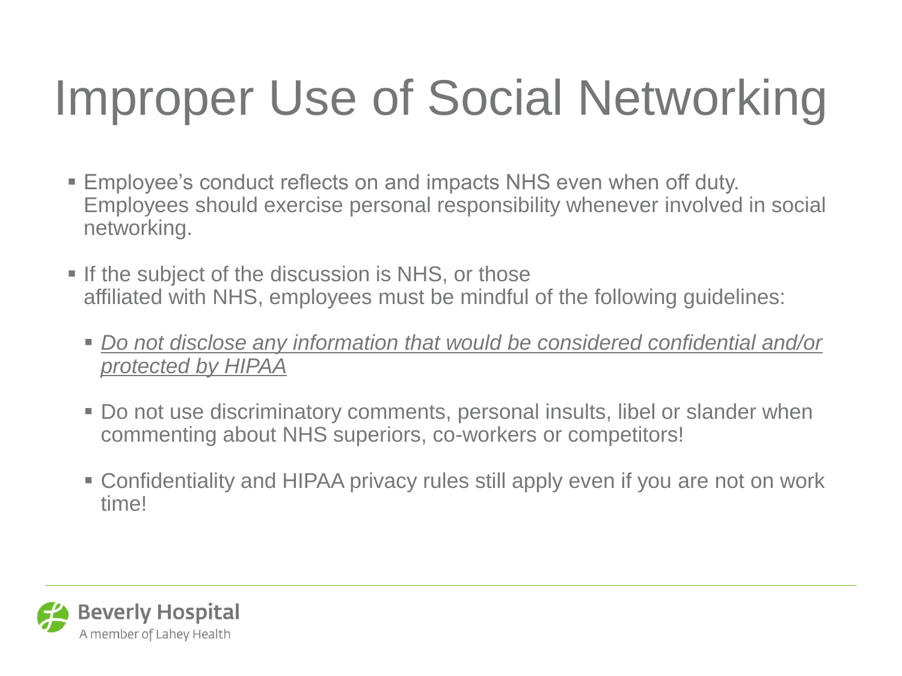# Improper Use of Social Networking

- Employee's conduct reflects on and impacts NHS even when off duty. Employees should exercise personal responsibility whenever involved in social networking.
- If the subject of the discussion is NHS, or those affiliated with NHS, employees must be mindful of the following guidelines:
  - <u>*Do not disclose any information that would be considered confidential and/or protected by HIPAA*</u>
  - Do not use discriminatory comments, personal insults, libel or slander when commenting about NHS superiors, co-workers or competitors!
  - Confidentiality and HIPAA privacy rules still apply even if you are not on work time!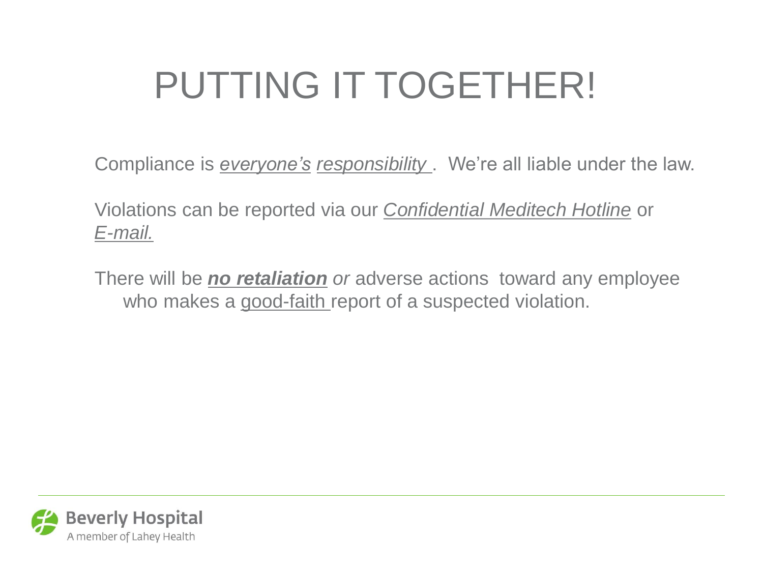# PUTTING IT TOGETHER!

Compliance is *everyone's* *responsibility* . We're all liable under the law.

Violations can be reported via our *Confidential Meditech Hotline* or *E-mail.*

There will be ***no retaliation*** *or* adverse actions toward any employee who makes a good-faith report of a suspected violation.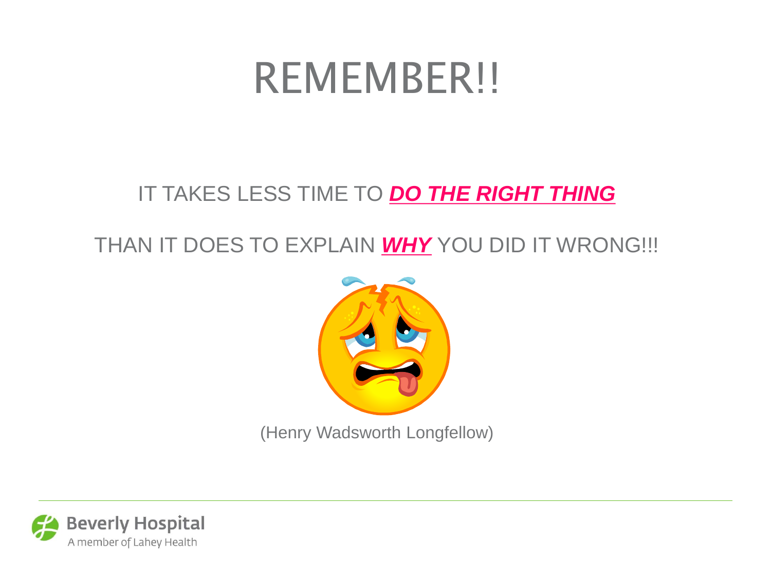# REMEMBER!!

IT TAKES LESS TIME TO ***DO THE RIGHT THING***

THAN IT DOES TO EXPLAIN ***WHY*** YOU DID IT WRONG!!!

(Henry Wadsworth Longfellow)